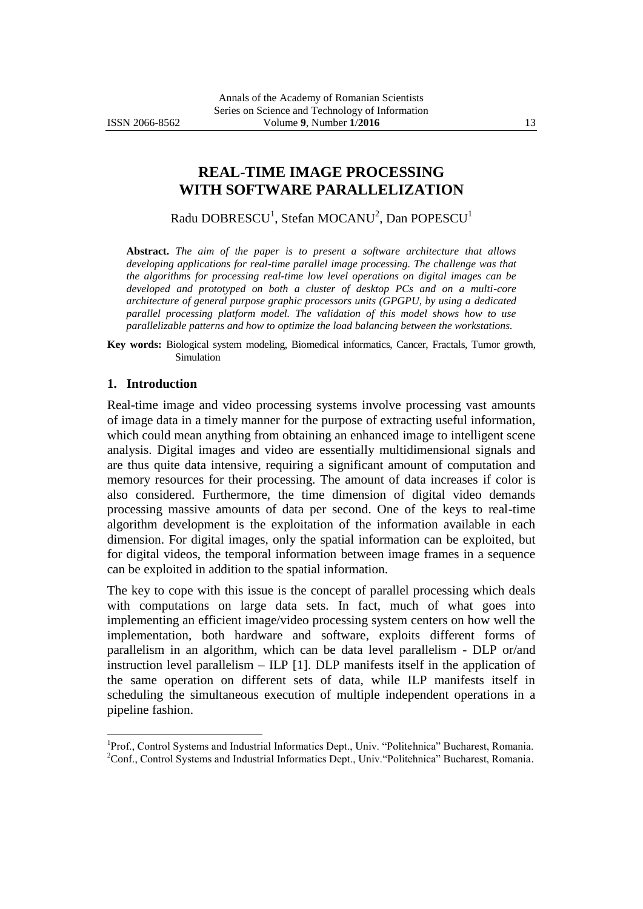# REAL-TIME IMAGE PROCESSING WITH SOFTWARE PARALLELIZATION

Radu DOBRESCU[1], Stefan MOCANU[2], Dan POPESCU[1]

**Abstract.** *The aim of the paper is to present a software architecture that allows developing applications for real-time parallel image processing. The challenge was that the algorithms for processing real-time low level operations on digital images can be developed and prototyped on both a cluster of desktop PCs and on a multi-core architecture of general purpose graphic processors units (GPGPU, by using a dedicated parallel processing platform model. The validation of this model shows how to use parallelizable patterns and how to optimize the load balancing between the workstations.*

**Key words:** Biological system modeling, Biomedical informatics, Cancer, Fractals, Tumor growth, Simulation

## 1. Introduction

Real-time image and video processing systems involve processing vast amounts of image data in a timely manner for the purpose of extracting useful information, which could mean anything from obtaining an enhanced image to intelligent scene analysis. Digital images and video are essentially multidimensional signals and are thus quite data intensive, requiring a significant amount of computation and memory resources for their processing. The amount of data increases if color is also considered. Furthermore, the time dimension of digital video demands processing massive amounts of data per second. One of the keys to real-time algorithm development is the exploitation of the information available in each dimension. For digital images, only the spatial information can be exploited, but for digital videos, the temporal information between image frames in a sequence can be exploited in addition to the spatial information.

The key to cope with this issue is the concept of parallel processing which deals with computations on large data sets. In fact, much of what goes into implementing an efficient image/video processing system centers on how well the implementation, both hardware and software, exploits different forms of parallelism in an algorithm, which can be data level parallelism - DLP or/and instruction level parallelism – ILP [1]. DLP manifests itself in the application of the same operation on different sets of data, while ILP manifests itself in scheduling the simultaneous execution of multiple independent operations in a pipeline fashion.

---

[1]Prof., Control Systems and Industrial Informatics Dept., Univ. "Politehnica" Bucharest, Romania.

[2]Conf., Control Systems and Industrial Informatics Dept., Univ."Politehnica" Bucharest, Romania.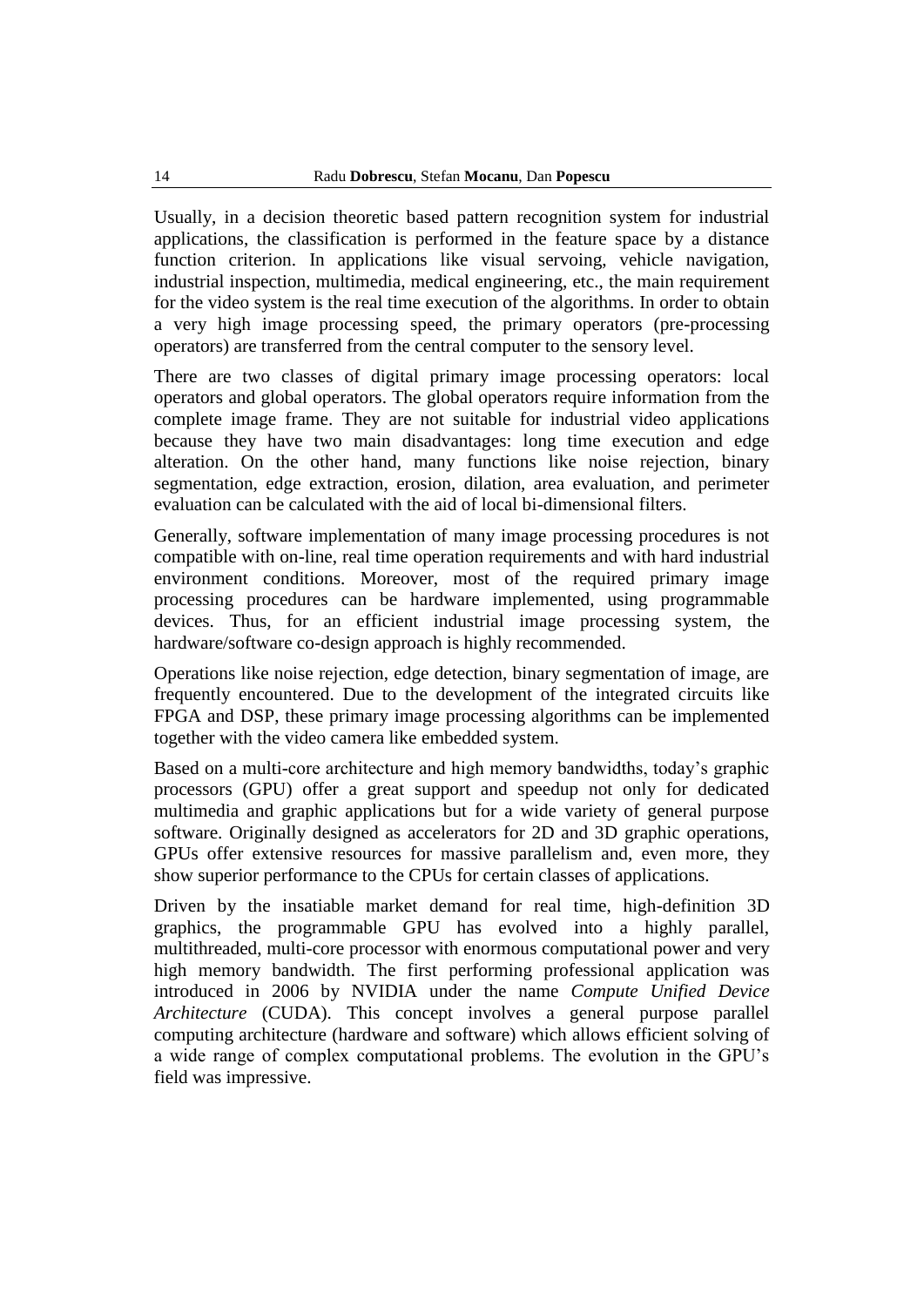Usually, in a decision theoretic based pattern recognition system for industrial applications, the classification is performed in the feature space by a distance function criterion. In applications like visual servoing, vehicle navigation, industrial inspection, multimedia, medical engineering, etc., the main requirement for the video system is the real time execution of the algorithms. In order to obtain a very high image processing speed, the primary operators (pre-processing operators) are transferred from the central computer to the sensory level.

There are two classes of digital primary image processing operators: local operators and global operators. The global operators require information from the complete image frame. They are not suitable for industrial video applications because they have two main disadvantages: long time execution and edge alteration. On the other hand, many functions like noise rejection, binary segmentation, edge extraction, erosion, dilation, area evaluation, and perimeter evaluation can be calculated with the aid of local bi-dimensional filters.

Generally, software implementation of many image processing procedures is not compatible with on-line, real time operation requirements and with hard industrial environment conditions. Moreover, most of the required primary image processing procedures can be hardware implemented, using programmable devices. Thus, for an efficient industrial image processing system, the hardware/software co-design approach is highly recommended.

Operations like noise rejection, edge detection, binary segmentation of image, are frequently encountered. Due to the development of the integrated circuits like FPGA and DSP, these primary image processing algorithms can be implemented together with the video camera like embedded system.

Based on a multi-core architecture and high memory bandwidths, today's graphic processors (GPU) offer a great support and speedup not only for dedicated multimedia and graphic applications but for a wide variety of general purpose software. Originally designed as accelerators for 2D and 3D graphic operations, GPUs offer extensive resources for massive parallelism and, even more, they show superior performance to the CPUs for certain classes of applications.

Driven by the insatiable market demand for real time, high-definition 3D graphics, the programmable GPU has evolved into a highly parallel, multithreaded, multi-core processor with enormous computational power and very high memory bandwidth. The first performing professional application was introduced in 2006 by NVIDIA under the name *Compute Unified Device Architecture* (CUDA). This concept involves a general purpose parallel computing architecture (hardware and software) which allows efficient solving of a wide range of complex computational problems. The evolution in the GPU's field was impressive.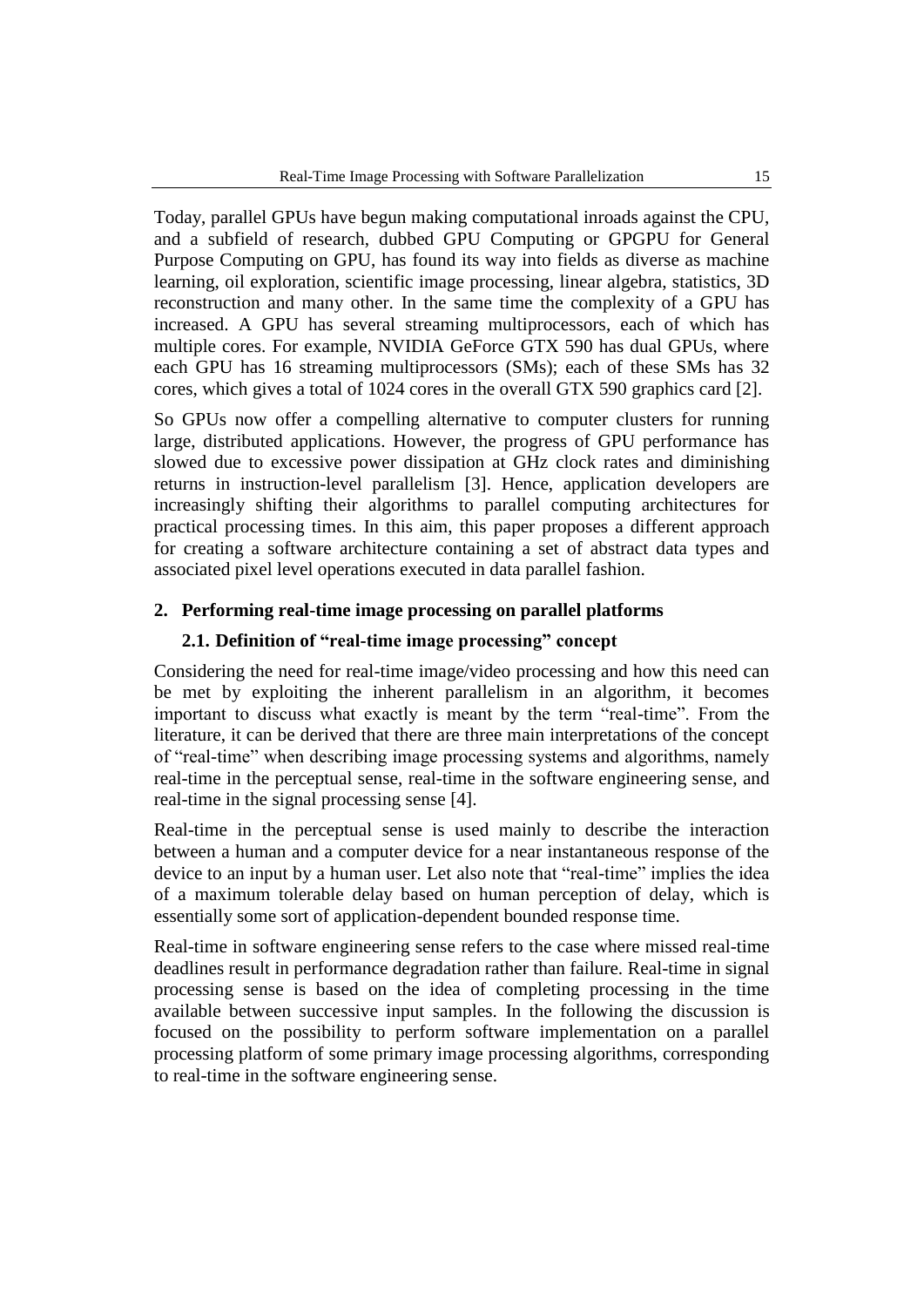Today, parallel GPUs have begun making computational inroads against the CPU, and a subfield of research, dubbed GPU Computing or GPGPU for General Purpose Computing on GPU, has found its way into fields as diverse as machine learning, oil exploration, scientific image processing, linear algebra, statistics, 3D reconstruction and many other. In the same time the complexity of a GPU has increased. A GPU has several streaming multiprocessors, each of which has multiple cores. For example, NVIDIA GeForce GTX 590 has dual GPUs, where each GPU has 16 streaming multiprocessors (SMs); each of these SMs has 32 cores, which gives a total of 1024 cores in the overall GTX 590 graphics card [2].

So GPUs now offer a compelling alternative to computer clusters for running large, distributed applications. However, the progress of GPU performance has slowed due to excessive power dissipation at GHz clock rates and diminishing returns in instruction-level parallelism [3]. Hence, application developers are increasingly shifting their algorithms to parallel computing architectures for practical processing times. In this aim, this paper proposes a different approach for creating a software architecture containing a set of abstract data types and associated pixel level operations executed in data parallel fashion.

## 2. Performing real-time image processing on parallel platforms

### 2.1. Definition of "real-time image processing" concept

Considering the need for real-time image/video processing and how this need can be met by exploiting the inherent parallelism in an algorithm, it becomes important to discuss what exactly is meant by the term "real-time". From the literature, it can be derived that there are three main interpretations of the concept of "real-time" when describing image processing systems and algorithms, namely real-time in the perceptual sense, real-time in the software engineering sense, and real-time in the signal processing sense [4].

Real-time in the perceptual sense is used mainly to describe the interaction between a human and a computer device for a near instantaneous response of the device to an input by a human user. Let also note that "real-time" implies the idea of a maximum tolerable delay based on human perception of delay, which is essentially some sort of application-dependent bounded response time.

Real-time in software engineering sense refers to the case where missed real-time deadlines result in performance degradation rather than failure. Real-time in signal processing sense is based on the idea of completing processing in the time available between successive input samples. In the following the discussion is focused on the possibility to perform software implementation on a parallel processing platform of some primary image processing algorithms, corresponding to real-time in the software engineering sense.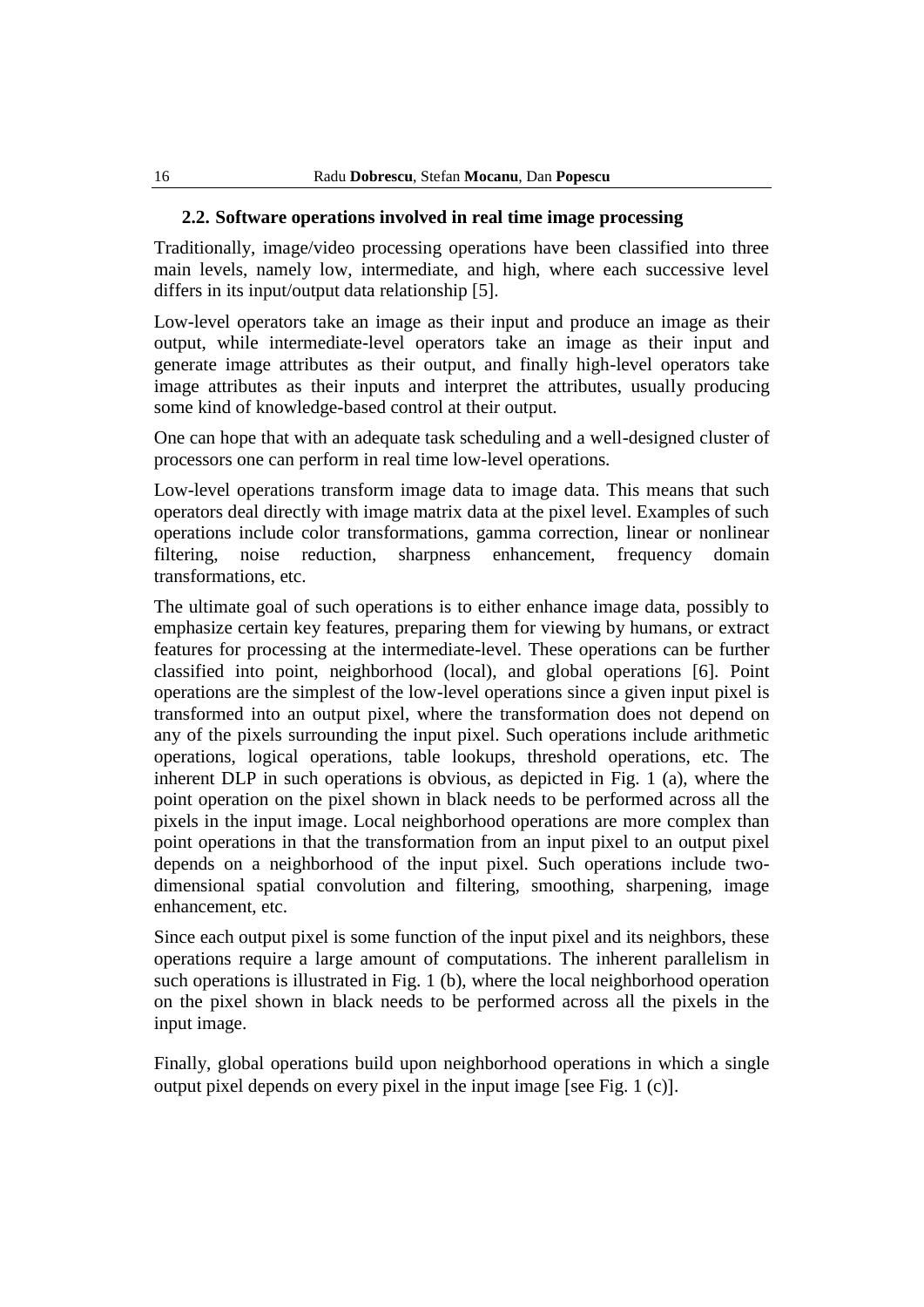### 2.2. Software operations involved in real time image processing

Traditionally, image/video processing operations have been classified into three main levels, namely low, intermediate, and high, where each successive level differs in its input/output data relationship [5].

Low-level operators take an image as their input and produce an image as their output, while intermediate-level operators take an image as their input and generate image attributes as their output, and finally high-level operators take image attributes as their inputs and interpret the attributes, usually producing some kind of knowledge-based control at their output.

One can hope that with an adequate task scheduling and a well-designed cluster of processors one can perform in real time low-level operations.

Low-level operations transform image data to image data. This means that such operators deal directly with image matrix data at the pixel level. Examples of such operations include color transformations, gamma correction, linear or nonlinear filtering, noise reduction, sharpness enhancement, frequency domain transformations, etc.

The ultimate goal of such operations is to either enhance image data, possibly to emphasize certain key features, preparing them for viewing by humans, or extract features for processing at the intermediate-level. These operations can be further classified into point, neighborhood (local), and global operations [6]. Point operations are the simplest of the low-level operations since a given input pixel is transformed into an output pixel, where the transformation does not depend on any of the pixels surrounding the input pixel. Such operations include arithmetic operations, logical operations, table lookups, threshold operations, etc. The inherent DLP in such operations is obvious, as depicted in Fig. 1 (a), where the point operation on the pixel shown in black needs to be performed across all the pixels in the input image. Local neighborhood operations are more complex than point operations in that the transformation from an input pixel to an output pixel depends on a neighborhood of the input pixel. Such operations include two-dimensional spatial convolution and filtering, smoothing, sharpening, image enhancement, etc.

Since each output pixel is some function of the input pixel and its neighbors, these operations require a large amount of computations. The inherent parallelism in such operations is illustrated in Fig. 1 (b), where the local neighborhood operation on the pixel shown in black needs to be performed across all the pixels in the input image.

Finally, global operations build upon neighborhood operations in which a single output pixel depends on every pixel in the input image [see Fig. 1 (c)].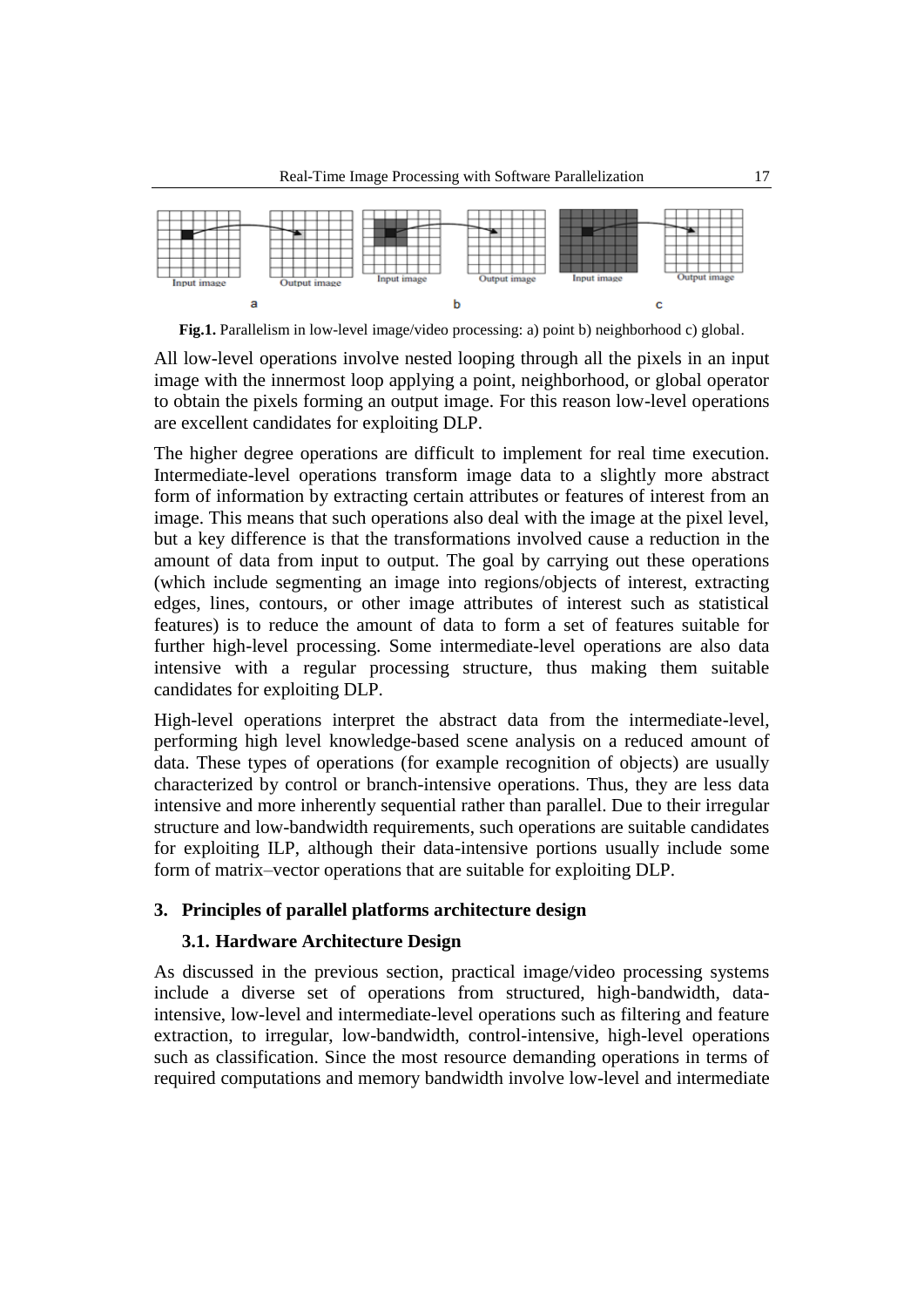Fig.1. Parallelism in low-level image/video processing: a) point b) neighborhood c) global.

All low-level operations involve nested looping through all the pixels in an input image with the innermost loop applying a point, neighborhood, or global operator to obtain the pixels forming an output image. For this reason low-level operations are excellent candidates for exploiting DLP.

The higher degree operations are difficult to implement for real time execution. Intermediate-level operations transform image data to a slightly more abstract form of information by extracting certain attributes or features of interest from an image. This means that such operations also deal with the image at the pixel level, but a key difference is that the transformations involved cause a reduction in the amount of data from input to output. The goal by carrying out these operations (which include segmenting an image into regions/objects of interest, extracting edges, lines, contours, or other image attributes of interest such as statistical features) is to reduce the amount of data to form a set of features suitable for further high-level processing. Some intermediate-level operations are also data intensive with a regular processing structure, thus making them suitable candidates for exploiting DLP.

High-level operations interpret the abstract data from the intermediate-level, performing high level knowledge-based scene analysis on a reduced amount of data. These types of operations (for example recognition of objects) are usually characterized by control or branch-intensive operations. Thus, they are less data intensive and more inherently sequential rather than parallel. Due to their irregular structure and low-bandwidth requirements, such operations are suitable candidates for exploiting ILP, although their data-intensive portions usually include some form of matrix–vector operations that are suitable for exploiting DLP.

## 3. Principles of parallel platforms architecture design

### 3.1. Hardware Architecture Design

As discussed in the previous section, practical image/video processing systems include a diverse set of operations from structured, high-bandwidth, data-intensive, low-level and intermediate-level operations such as filtering and feature extraction, to irregular, low-bandwidth, control-intensive, high-level operations such as classification. Since the most resource demanding operations in terms of required computations and memory bandwidth involve low-level and intermediate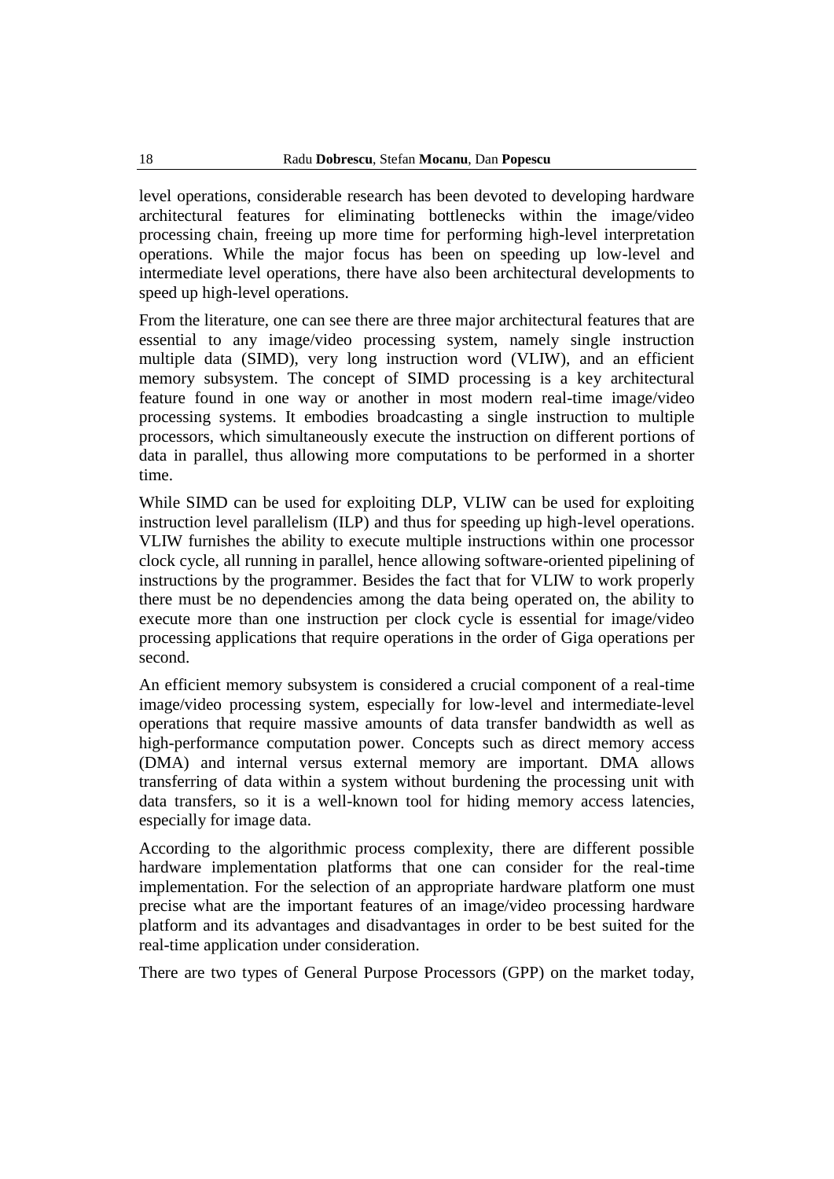level operations, considerable research has been devoted to developing hardware architectural features for eliminating bottlenecks within the image/video processing chain, freeing up more time for performing high-level interpretation operations. While the major focus has been on speeding up low-level and intermediate level operations, there have also been architectural developments to speed up high-level operations.

From the literature, one can see there are three major architectural features that are essential to any image/video processing system, namely single instruction multiple data (SIMD), very long instruction word (VLIW), and an efficient memory subsystem. The concept of SIMD processing is a key architectural feature found in one way or another in most modern real-time image/video processing systems. It embodies broadcasting a single instruction to multiple processors, which simultaneously execute the instruction on different portions of data in parallel, thus allowing more computations to be performed in a shorter time.

While SIMD can be used for exploiting DLP, VLIW can be used for exploiting instruction level parallelism (ILP) and thus for speeding up high-level operations. VLIW furnishes the ability to execute multiple instructions within one processor clock cycle, all running in parallel, hence allowing software-oriented pipelining of instructions by the programmer. Besides the fact that for VLIW to work properly there must be no dependencies among the data being operated on, the ability to execute more than one instruction per clock cycle is essential for image/video processing applications that require operations in the order of Giga operations per second.

An efficient memory subsystem is considered a crucial component of a real-time image/video processing system, especially for low-level and intermediate-level operations that require massive amounts of data transfer bandwidth as well as high-performance computation power. Concepts such as direct memory access (DMA) and internal versus external memory are important. DMA allows transferring of data within a system without burdening the processing unit with data transfers, so it is a well-known tool for hiding memory access latencies, especially for image data.

According to the algorithmic process complexity, there are different possible hardware implementation platforms that one can consider for the real-time implementation. For the selection of an appropriate hardware platform one must precise what are the important features of an image/video processing hardware platform and its advantages and disadvantages in order to be best suited for the real-time application under consideration.

There are two types of General Purpose Processors (GPP) on the market today,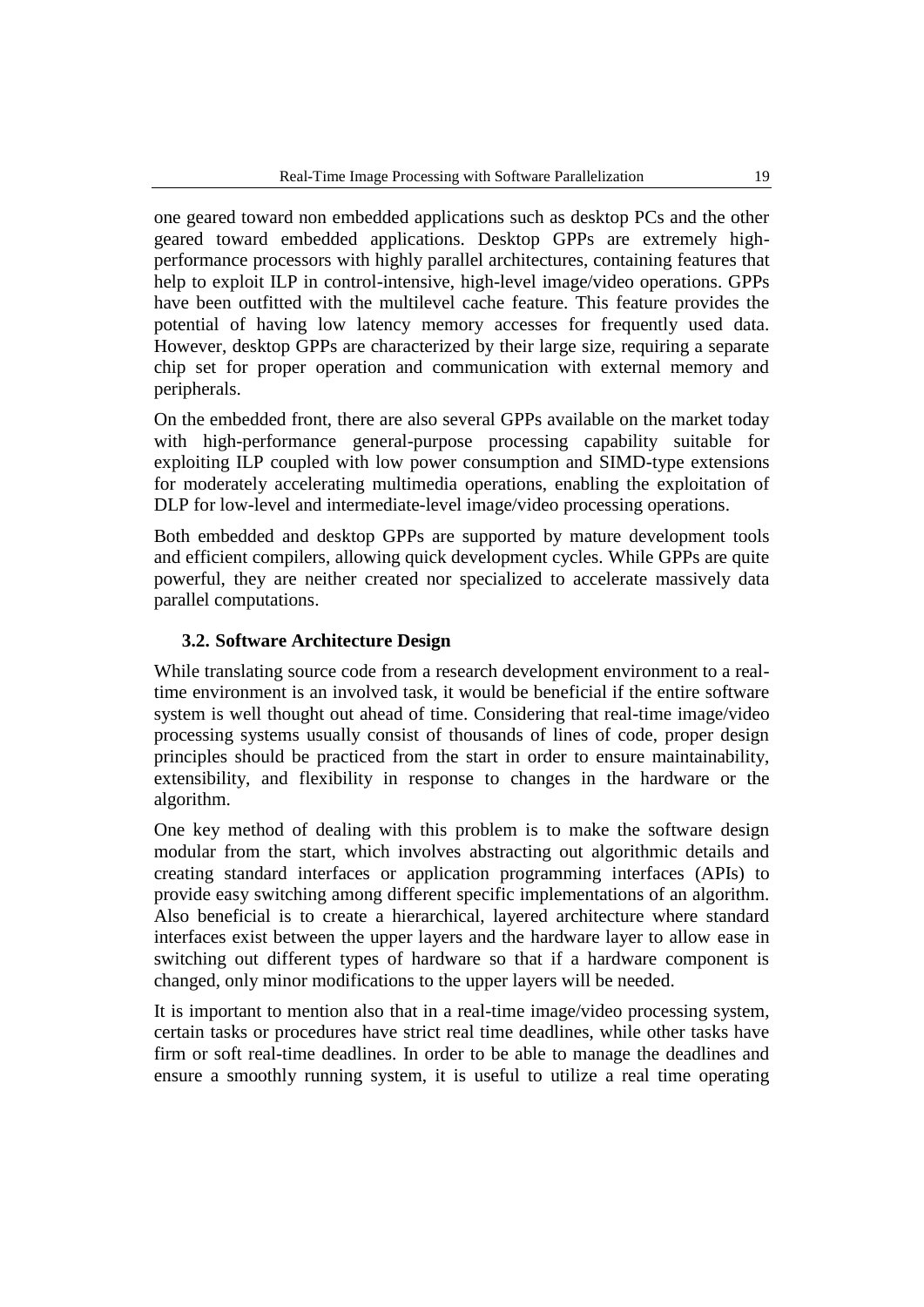one geared toward non embedded applications such as desktop PCs and the other geared toward embedded applications. Desktop GPPs are extremely high-performance processors with highly parallel architectures, containing features that help to exploit ILP in control-intensive, high-level image/video operations. GPPs have been outfitted with the multilevel cache feature. This feature provides the potential of having low latency memory accesses for frequently used data. However, desktop GPPs are characterized by their large size, requiring a separate chip set for proper operation and communication with external memory and peripherals.

On the embedded front, there are also several GPPs available on the market today with high-performance general-purpose processing capability suitable for exploiting ILP coupled with low power consumption and SIMD-type extensions for moderately accelerating multimedia operations, enabling the exploitation of DLP for low-level and intermediate-level image/video processing operations.

Both embedded and desktop GPPs are supported by mature development tools and efficient compilers, allowing quick development cycles. While GPPs are quite powerful, they are neither created nor specialized to accelerate massively data parallel computations.

### 3.2. Software Architecture Design

While translating source code from a research development environment to a real-time environment is an involved task, it would be beneficial if the entire software system is well thought out ahead of time. Considering that real-time image/video processing systems usually consist of thousands of lines of code, proper design principles should be practiced from the start in order to ensure maintainability, extensibility, and flexibility in response to changes in the hardware or the algorithm.

One key method of dealing with this problem is to make the software design modular from the start, which involves abstracting out algorithmic details and creating standard interfaces or application programming interfaces (APIs) to provide easy switching among different specific implementations of an algorithm. Also beneficial is to create a hierarchical, layered architecture where standard interfaces exist between the upper layers and the hardware layer to allow ease in switching out different types of hardware so that if a hardware component is changed, only minor modifications to the upper layers will be needed.

It is important to mention also that in a real-time image/video processing system, certain tasks or procedures have strict real time deadlines, while other tasks have firm or soft real-time deadlines. In order to be able to manage the deadlines and ensure a smoothly running system, it is useful to utilize a real time operating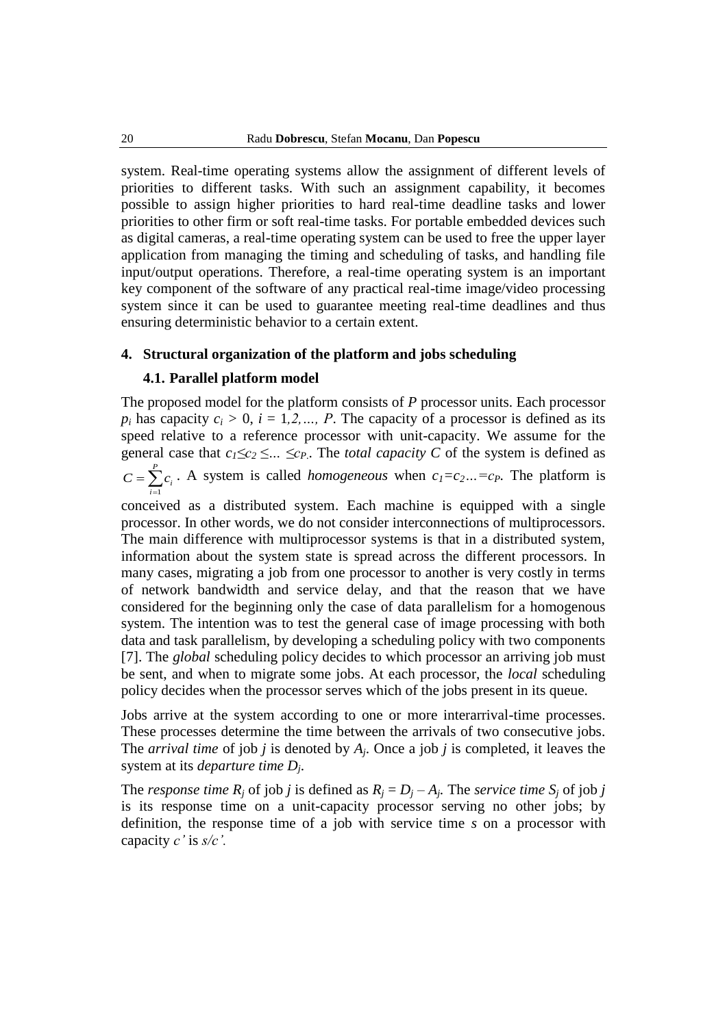system. Real-time operating systems allow the assignment of different levels of priorities to different tasks. With such an assignment capability, it becomes possible to assign higher priorities to hard real-time deadline tasks and lower priorities to other firm or soft real-time tasks. For portable embedded devices such as digital cameras, a real-time operating system can be used to free the upper layer application from managing the timing and scheduling of tasks, and handling file input/output operations. Therefore, a real-time operating system is an important key component of the software of any practical real-time image/video processing system since it can be used to guarantee meeting real-time deadlines and thus ensuring deterministic behavior to a certain extent.

## 4. Structural organization of the platform and jobs scheduling

### 4.1. Parallel platform model

The proposed model for the platform consists of $P$ processor units. Each processor $p_i$ has capacity $c_i > 0$, $i = 1, 2, \ldots, P$. The capacity of a processor is defined as its speed relative to a reference processor with unit-capacity. We assume for the general case that $c_1 \leq c_2 \leq \ldots \leq c_P$. The *total capacity* $C$ of the system is defined as $C = \sum_{i=1}^{P} c_i$. A system is called *homogeneous* when $c_1 = c_2 \ldots = c_P$. The platform is conceived as a distributed system. Each machine is equipped with a single processor. In other words, we do not consider interconnections of multiprocessors. The main difference with multiprocessor systems is that in a distributed system, information about the system state is spread across the different processors. In many cases, migrating a job from one processor to another is very costly in terms of network bandwidth and service delay, and that the reason that we have considered for the beginning only the case of data parallelism for a homogenous system. The intention was to test the general case of image processing with both data and task parallelism, by developing a scheduling policy with two components [7]. The *global* scheduling policy decides to which processor an arriving job must be sent, and when to migrate some jobs. At each processor, the *local* scheduling policy decides when the processor serves which of the jobs present in its queue.

Jobs arrive at the system according to one or more interarrival-time processes. These processes determine the time between the arrivals of two consecutive jobs. The *arrival time* of job $j$ is denoted by $A_j$. Once a job $j$ is completed, it leaves the system at its *departure time* $D_j$.

The *response time* $R_j$ of job $j$ is defined as $R_j = D_j - A_j$. The *service time* $S_j$ of job $j$ is its response time on a unit-capacity processor serving no other jobs; by definition, the response time of a job with service time $s$ on a processor with capacity $c'$ is $s/c'$.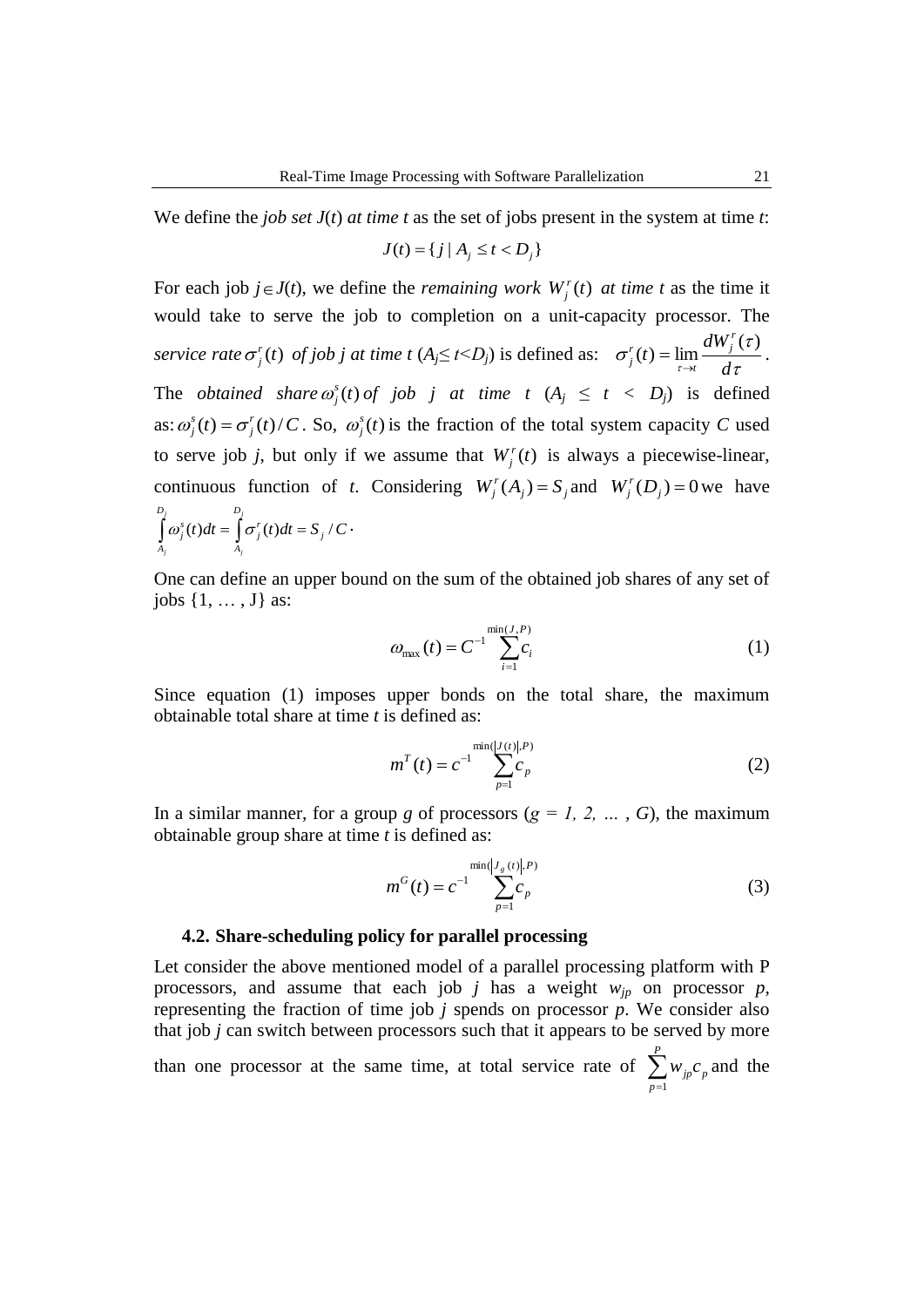We define the *job set J*(*t*) *at time t* as the set of jobs present in the system at time *t*:

$$J(t) = \{ j \mid A_j \le t < D_j \}$$

For each job $j \in J(t)$, we define the *remaining work* $W_j^r(t)$ *at time t* as the time it would take to serve the job to completion on a unit-capacity processor. The *service rate* $\sigma_j^r(t)$ *of job j at time t* ($A_j \le t < D_j$) is defined as: $\sigma_j^r(t) = \lim_{\tau \to t} \frac{dW_j^r(\tau)}{d\tau}$.

The *obtained share* $\omega_j^s(t)$ *of job j at time t* ($A_j \le t < D_j$) is defined as: $\omega_j^s(t) = \sigma_j^r(t)/C$. So, $\omega_j^s(t)$ is the fraction of the total system capacity *C* used to serve job *j*, but only if we assume that $W_j^r(t)$ is always a piecewise-linear, continuous function of *t*. Considering $W_j^r(A_j) = S_j$ and $W_j^r(D_j) = 0$ we have $\int_{A_j}^{D_j} \omega_j^s(t)dt = \int_{A_j}^{D_j} \sigma_j^r(t)dt = S_j / C \cdot$

One can define an upper bound on the sum of the obtained job shares of any set of jobs {1, … , J} as:

$$\omega_{\max}(t) = C^{-1} \sum_{i=1}^{\min(J,P)} c_i \tag{1}$$

Since equation (1) imposes upper bonds on the total share, the maximum obtainable total share at time *t* is defined as:

$$m^T(t) = c^{-1} \sum_{p=1}^{\min(|J(t)|,P)} c_p \tag{2}$$

In a similar manner, for a group *g* of processors (*g = 1, 2, … , G*), the maximum obtainable group share at time *t* is defined as:

$$m^G(t) = c^{-1} \sum_{p=1}^{\min(|J_g(t)|,P)} c_p \tag{3}$$

### 4.2. Share-scheduling policy for parallel processing

Let consider the above mentioned model of a parallel processing platform with P processors, and assume that each job *j* has a weight $w_{jp}$ on processor *p*, representing the fraction of time job *j* spends on processor *p*. We consider also that job *j* can switch between processors such that it appears to be served by more than one processor at the same time, at total service rate of $\sum_{p=1}^{P} w_{jp} c_p$ and the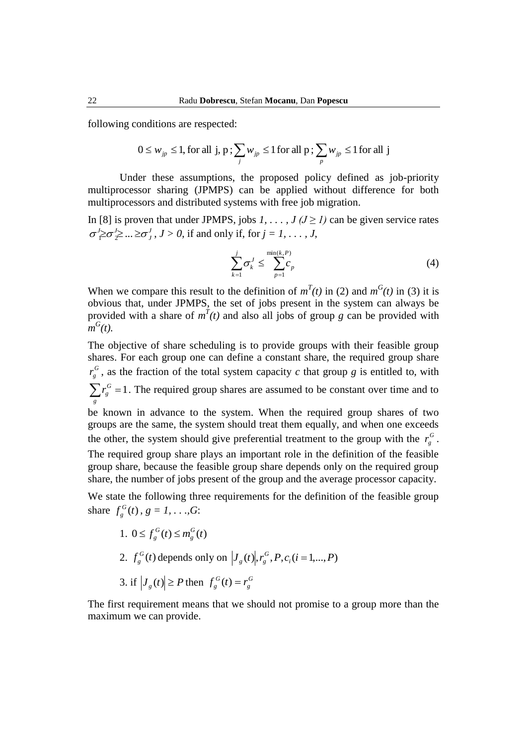following conditions are respected:

$$0 \leq w_{jp} \leq 1, \text{for all j, p} ; \sum_j w_{jp} \leq 1 \text{ for all p} ; \sum_p w_{jp} \leq 1 \text{ for all j}$$

Under these assumptions, the proposed policy defined as job-priority multiprocessor sharing (JPMPS) can be applied without difference for both multiprocessors and distributed systems with free job migration.

In [8] is proven that under JPMPS, jobs $1, \ldots, J$ $(J \geq 1)$ can be given service rates $\sigma_1^J \geq \sigma_2^J \geq \ldots \geq \sigma_J^J$, $J > 0$, if and only if, for $j = 1, \ldots, J$,

$$\sum_{k=1}^{j} \sigma_k^J \leq \sum_{p=1}^{\min(k,P)} c_p \tag{4}$$

When we compare this result to the definition of $m^T(t)$ in (2) and $m^G(t)$ in (3) it is obvious that, under JPMPS, the set of jobs present in the system can always be provided with a share of $m^T(t)$ and also all jobs of group $g$ can be provided with $m^G(t)$.

The objective of share scheduling is to provide groups with their feasible group shares. For each group one can define a constant share, the required group share $r_g^G$, as the fraction of the total system capacity $c$ that group $g$ is entitled to, with $\sum_g r_g^G = 1$. The required group shares are assumed to be constant over time and to be known in advance to the system. When the required group shares of two groups are the same, the system should treat them equally, and when one exceeds the other, the system should give preferential treatment to the group with the $r_g^G$. The required group share plays an important role in the definition of the feasible group share, because the feasible group share depends only on the required group share, the number of jobs present of the group and the average processor capacity.

We state the following three requirements for the definition of the feasible group share $f_g^G(t)$, $g = 1, \ldots, G$:

1. $0 \leq f_g^G(t) \leq m_g^G(t)$
2. $f_g^G(t)$ depends only on $|J_g(t)|, r_g^G, P, c_i (i = 1, \ldots, P)$
3. if $|J_g(t)| \geq P$ then $f_g^G(t) = r_g^G$

The first requirement means that we should not promise to a group more than the maximum we can provide.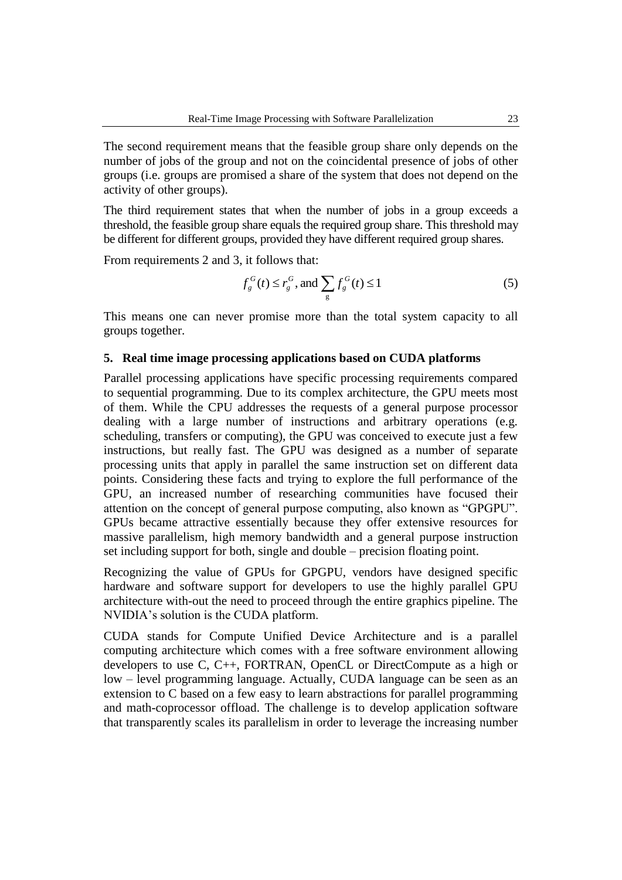The second requirement means that the feasible group share only depends on the number of jobs of the group and not on the coincidental presence of jobs of other groups (i.e. groups are promised a share of the system that does not depend on the activity of other groups).

The third requirement states that when the number of jobs in a group exceeds a threshold, the feasible group share equals the required group share. This threshold may be different for different groups, provided they have different required group shares.

From requirements 2 and 3, it follows that:

$$f_g^G(t) \le r_g^G, \text{ and } \sum_{g} f_g^G(t) \le 1 \tag{5}$$

This means one can never promise more than the total system capacity to all groups together.

## 5. Real time image processing applications based on CUDA platforms

Parallel processing applications have specific processing requirements compared to sequential programming. Due to its complex architecture, the GPU meets most of them. While the CPU addresses the requests of a general purpose processor dealing with a large number of instructions and arbitrary operations (e.g. scheduling, transfers or computing), the GPU was conceived to execute just a few instructions, but really fast. The GPU was designed as a number of separate processing units that apply in parallel the same instruction set on different data points. Considering these facts and trying to explore the full performance of the GPU, an increased number of researching communities have focused their attention on the concept of general purpose computing, also known as “GPGPU”. GPUs became attractive essentially because they offer extensive resources for massive parallelism, high memory bandwidth and a general purpose instruction set including support for both, single and double – precision floating point.

Recognizing the value of GPUs for GPGPU, vendors have designed specific hardware and software support for developers to use the highly parallel GPU architecture with-out the need to proceed through the entire graphics pipeline. The NVIDIA’s solution is the CUDA platform.

CUDA stands for Compute Unified Device Architecture and is a parallel computing architecture which comes with a free software environment allowing developers to use C, C++, FORTRAN, OpenCL or DirectCompute as a high or low – level programming language. Actually, CUDA language can be seen as an extension to C based on a few easy to learn abstractions for parallel programming and math-coprocessor offload. The challenge is to develop application software that transparently scales its parallelism in order to leverage the increasing number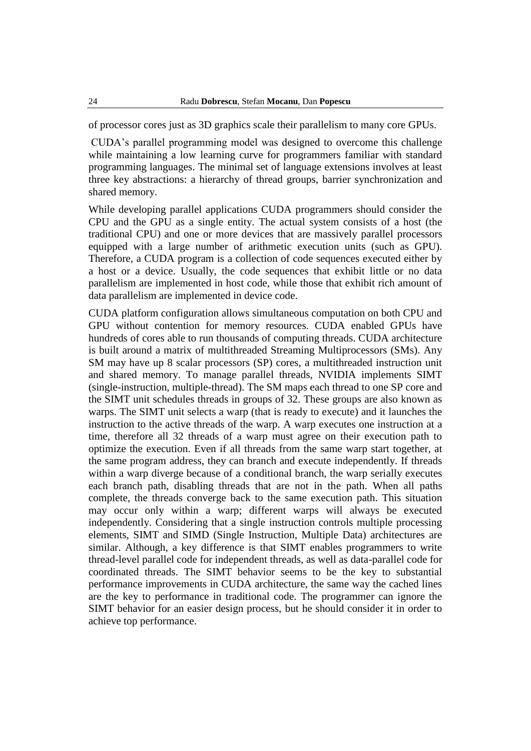of processor cores just as 3D graphics scale their parallelism to many core GPUs.

CUDA's parallel programming model was designed to overcome this challenge while maintaining a low learning curve for programmers familiar with standard programming languages. The minimal set of language extensions involves at least three key abstractions: a hierarchy of thread groups, barrier synchronization and shared memory.

While developing parallel applications CUDA programmers should consider the CPU and the GPU as a single entity. The actual system consists of a host (the traditional CPU) and one or more devices that are massively parallel processors equipped with a large number of arithmetic execution units (such as GPU). Therefore, a CUDA program is a collection of code sequences executed either by a host or a device. Usually, the code sequences that exhibit little or no data parallelism are implemented in host code, while those that exhibit rich amount of data parallelism are implemented in device code.

CUDA platform configuration allows simultaneous computation on both CPU and GPU without contention for memory resources. CUDA enabled GPUs have hundreds of cores able to run thousands of computing threads. CUDA architecture is built around a matrix of multithreaded Streaming Multiprocessors (SMs). Any SM may have up 8 scalar processors (SP) cores, a multithreaded instruction unit and shared memory. To manage parallel threads, NVIDIA implements SIMT (single-instruction, multiple-thread). The SM maps each thread to one SP core and the SIMT unit schedules threads in groups of 32. These groups are also known as warps. The SIMT unit selects a warp (that is ready to execute) and it launches the instruction to the active threads of the warp. A warp executes one instruction at a time, therefore all 32 threads of a warp must agree on their execution path to optimize the execution. Even if all threads from the same warp start together, at the same program address, they can branch and execute independently. If threads within a warp diverge because of a conditional branch, the warp serially executes each branch path, disabling threads that are not in the path. When all paths complete, the threads converge back to the same execution path. This situation may occur only within a warp; different warps will always be executed independently. Considering that a single instruction controls multiple processing elements, SIMT and SIMD (Single Instruction, Multiple Data) architectures are similar. Although, a key difference is that SIMT enables programmers to write thread-level parallel code for independent threads, as well as data-parallel code for coordinated threads. The SIMT behavior seems to be the key to substantial performance improvements in CUDA architecture, the same way the cached lines are the key to performance in traditional code. The programmer can ignore the SIMT behavior for an easier design process, but he should consider it in order to achieve top performance.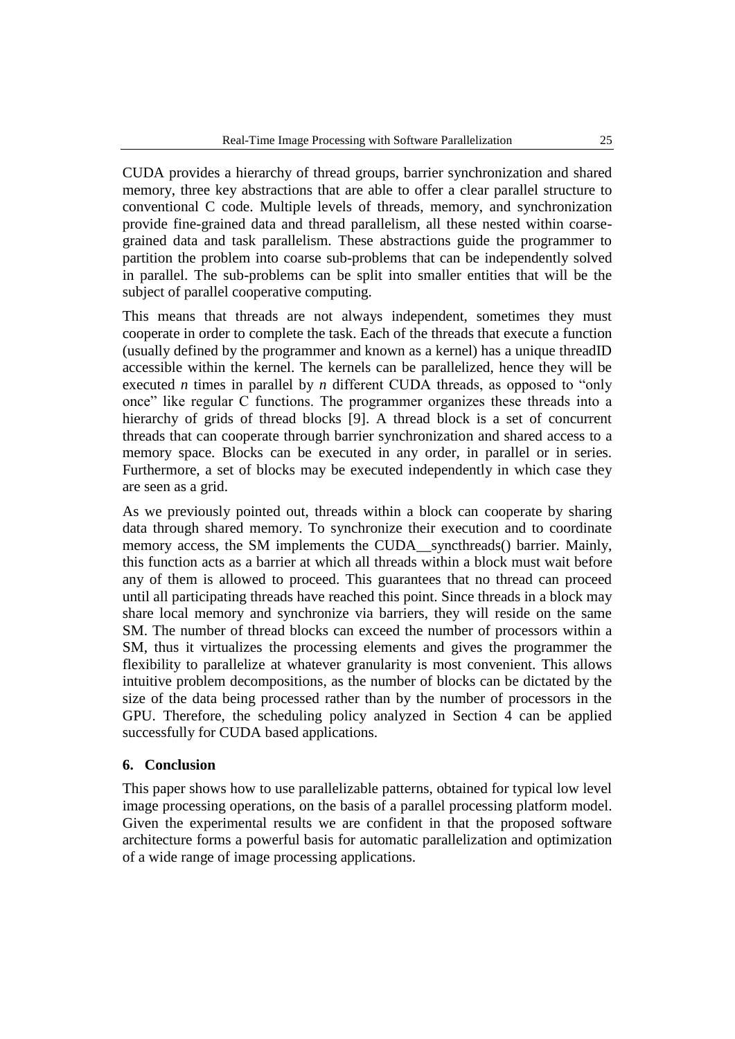CUDA provides a hierarchy of thread groups, barrier synchronization and shared memory, three key abstractions that are able to offer a clear parallel structure to conventional C code. Multiple levels of threads, memory, and synchronization provide fine-grained data and thread parallelism, all these nested within coarse-grained data and task parallelism. These abstractions guide the programmer to partition the problem into coarse sub-problems that can be independently solved in parallel. The sub-problems can be split into smaller entities that will be the subject of parallel cooperative computing.

This means that threads are not always independent, sometimes they must cooperate in order to complete the task. Each of the threads that execute a function (usually defined by the programmer and known as a kernel) has a unique threadID accessible within the kernel. The kernels can be parallelized, hence they will be executed *n* times in parallel by *n* different CUDA threads, as opposed to "only once" like regular C functions. The programmer organizes these threads into a hierarchy of grids of thread blocks [9]. A thread block is a set of concurrent threads that can cooperate through barrier synchronization and shared access to a memory space. Blocks can be executed in any order, in parallel or in series. Furthermore, a set of blocks may be executed independently in which case they are seen as a grid.

As we previously pointed out, threads within a block can cooperate by sharing data through shared memory. To synchronize their execution and to coordinate memory access, the SM implements the CUDA__syncthreads() barrier. Mainly, this function acts as a barrier at which all threads within a block must wait before any of them is allowed to proceed. This guarantees that no thread can proceed until all participating threads have reached this point. Since threads in a block may share local memory and synchronize via barriers, they will reside on the same SM. The number of thread blocks can exceed the number of processors within a SM, thus it virtualizes the processing elements and gives the programmer the flexibility to parallelize at whatever granularity is most convenient. This allows intuitive problem decompositions, as the number of blocks can be dictated by the size of the data being processed rather than by the number of processors in the GPU. Therefore, the scheduling policy analyzed in Section 4 can be applied successfully for CUDA based applications.

## 6. Conclusion

This paper shows how to use parallelizable patterns, obtained for typical low level image processing operations, on the basis of a parallel processing platform model. Given the experimental results we are confident in that the proposed software architecture forms a powerful basis for automatic parallelization and optimization of a wide range of image processing applications.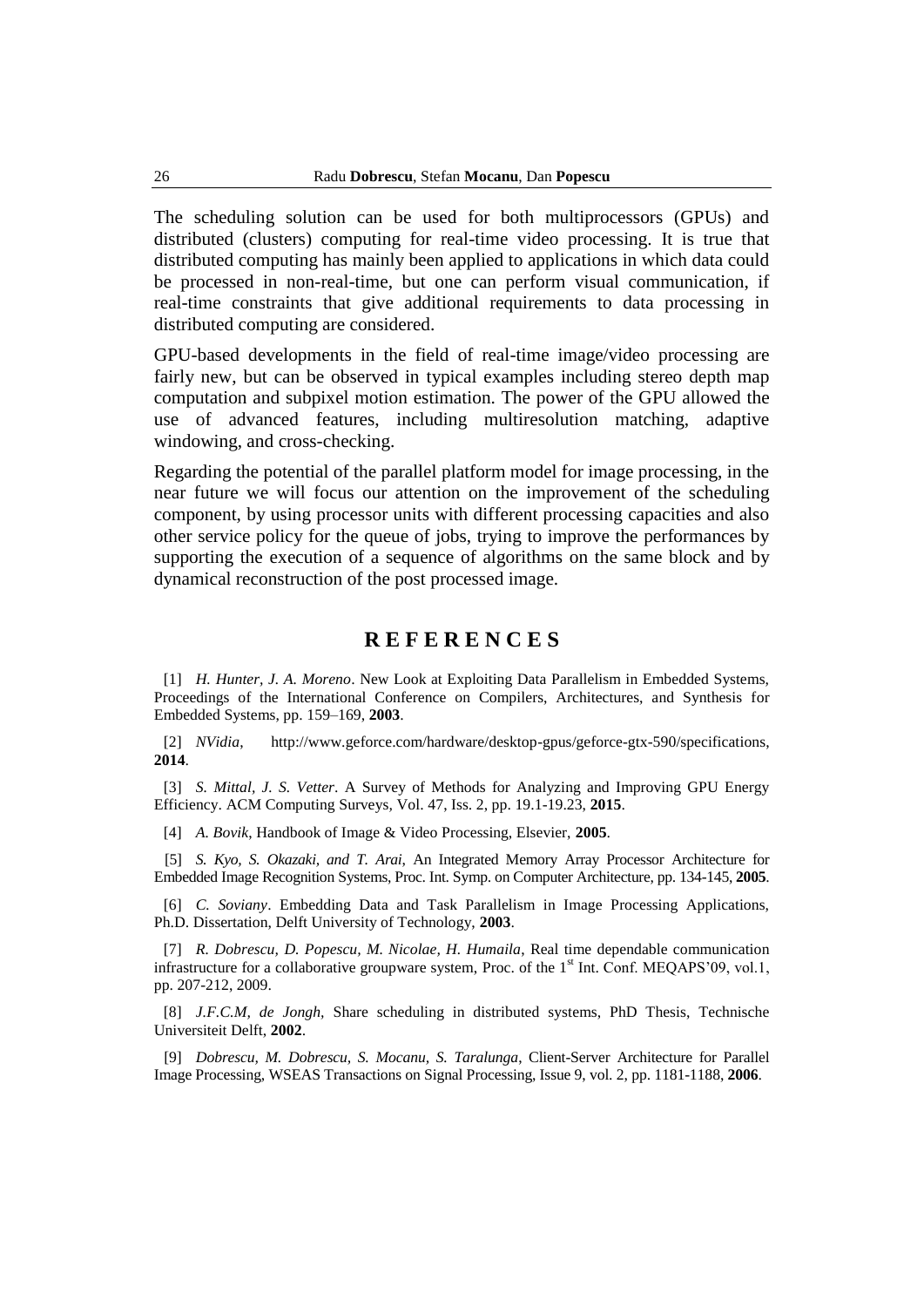The scheduling solution can be used for both multiprocessors (GPUs) and distributed (clusters) computing for real-time video processing. It is true that distributed computing has mainly been applied to applications in which data could be processed in non-real-time, but one can perform visual communication, if real-time constraints that give additional requirements to data processing in distributed computing are considered.

GPU-based developments in the field of real-time image/video processing are fairly new, but can be observed in typical examples including stereo depth map computation and subpixel motion estimation. The power of the GPU allowed the use of advanced features, including multiresolution matching, adaptive windowing, and cross-checking.

Regarding the potential of the parallel platform model for image processing, in the near future we will focus our attention on the improvement of the scheduling component, by using processor units with different processing capacities and also other service policy for the queue of jobs, trying to improve the performances by supporting the execution of a sequence of algorithms on the same block and by dynamical reconstruction of the post processed image.

## R E F E R E N C E S

[1] *H. Hunter, J. A. Moreno*. New Look at Exploiting Data Parallelism in Embedded Systems, Proceedings of the International Conference on Compilers, Architectures, and Synthesis for Embedded Systems, pp. 159–169, **2003**.

[2] *NVidia*, http://www.geforce.com/hardware/desktop-gpus/geforce-gtx-590/specifications, **2014**.

[3] *S. Mittal, J. S. Vetter*. A Survey of Methods for Analyzing and Improving GPU Energy Efficiency. ACM Computing Surveys, Vol. 47, Iss. 2, pp. 19.1-19.23, **2015**.

[4] *A. Bovik*, Handbook of Image & Video Processing, Elsevier, **2005**.

[5] *S. Kyo, S. Okazaki, and T. Arai*, An Integrated Memory Array Processor Architecture for Embedded Image Recognition Systems, Proc. Int. Symp. on Computer Architecture, pp. 134-145, **2005**.

[6] *C. Soviany*. Embedding Data and Task Parallelism in Image Processing Applications, Ph.D. Dissertation, Delft University of Technology, **2003**.

[7] *R. Dobrescu, D. Popescu, M. Nicolae, H. Humaila*, Real time dependable communication infrastructure for a collaborative groupware system, Proc. of the 1st Int. Conf. MEQAPS'09, vol.1, pp. 207-212, 2009.

[8] *J.F.C.M, de Jongh*, Share scheduling in distributed systems, PhD Thesis, Technische Universiteit Delft, **2002**.

[9] *Dobrescu, M. Dobrescu, S. Mocanu, S. Taralunga*, Client-Server Architecture for Parallel Image Processing, WSEAS Transactions on Signal Processing, Issue 9, vol. 2, pp. 1181-1188, **2006**.